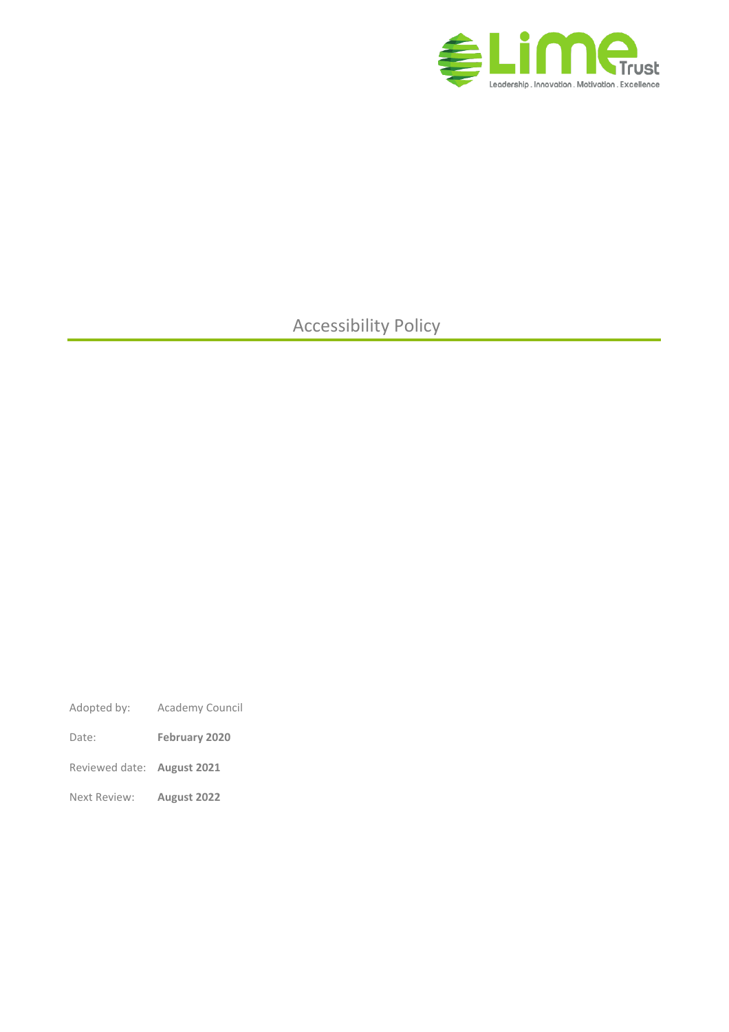Lime Trust

Leadership . Innovation . Motivation . Excellence

# Accessibility Policy

| | |
|---|---|
| Adopted by: | Academy Council |
| Date: | **February 2020** |
| Reviewed date: | **August 2021** |
| Next Review: | **August 2022** |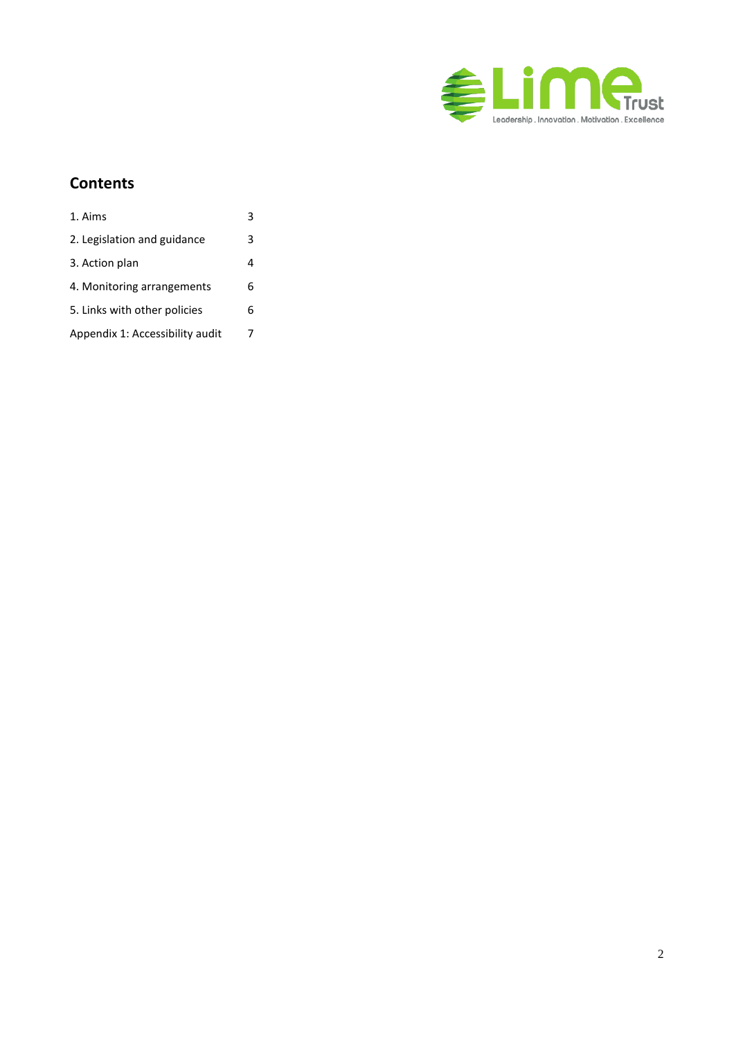## Contents

| | |
|---|---|
| 1. Aims | 3 |
| 2. Legislation and guidance | 3 |
| 3. Action plan | 4 |
| 4. Monitoring arrangements | 6 |
| 5. Links with other policies | 6 |
| Appendix 1: Accessibility audit | 7 |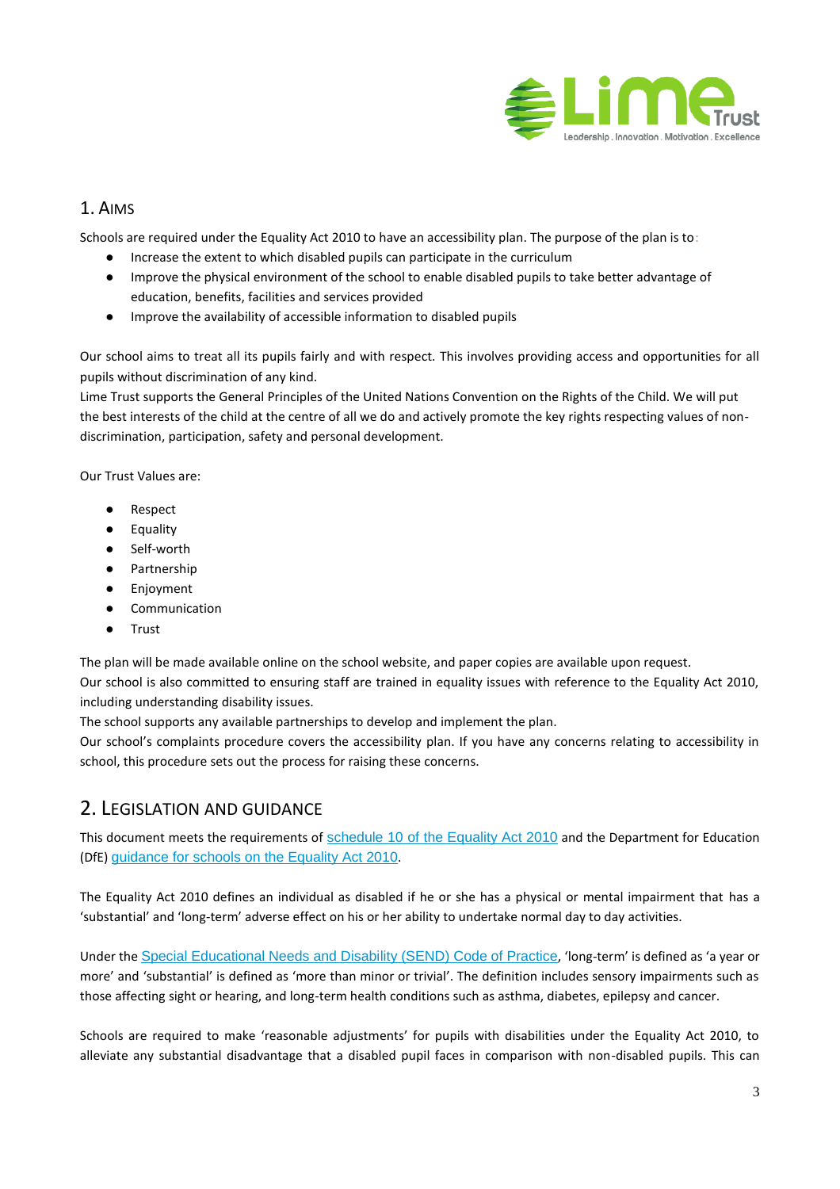## 1. Aims

Schools are required under the Equality Act 2010 to have an accessibility plan. The purpose of the plan is to:

- Increase the extent to which disabled pupils can participate in the curriculum
- Improve the physical environment of the school to enable disabled pupils to take better advantage of education, benefits, facilities and services provided
- Improve the availability of accessible information to disabled pupils

Our school aims to treat all its pupils fairly and with respect. This involves providing access and opportunities for all pupils without discrimination of any kind.

Lime Trust supports the General Principles of the United Nations Convention on the Rights of the Child. We will put the best interests of the child at the centre of all we do and actively promote the key rights respecting values of non-discrimination, participation, safety and personal development.

Our Trust Values are:

- Respect
- Equality
- Self-worth
- Partnership
- Enjoyment
- Communication
- Trust

The plan will be made available online on the school website, and paper copies are available upon request.

Our school is also committed to ensuring staff are trained in equality issues with reference to the Equality Act 2010, including understanding disability issues.

The school supports any available partnerships to develop and implement the plan.

Our school's complaints procedure covers the accessibility plan. If you have any concerns relating to accessibility in school, this procedure sets out the process for raising these concerns.

## 2. Legislation and Guidance

This document meets the requirements of schedule 10 of the Equality Act 2010 and the Department for Education (DfE) guidance for schools on the Equality Act 2010.

The Equality Act 2010 defines an individual as disabled if he or she has a physical or mental impairment that has a 'substantial' and 'long-term' adverse effect on his or her ability to undertake normal day to day activities.

Under the Special Educational Needs and Disability (SEND) Code of Practice, 'long-term' is defined as 'a year or more' and 'substantial' is defined as 'more than minor or trivial'. The definition includes sensory impairments such as those affecting sight or hearing, and long-term health conditions such as asthma, diabetes, epilepsy and cancer.

Schools are required to make 'reasonable adjustments' for pupils with disabilities under the Equality Act 2010, to alleviate any substantial disadvantage that a disabled pupil faces in comparison with non-disabled pupils. This can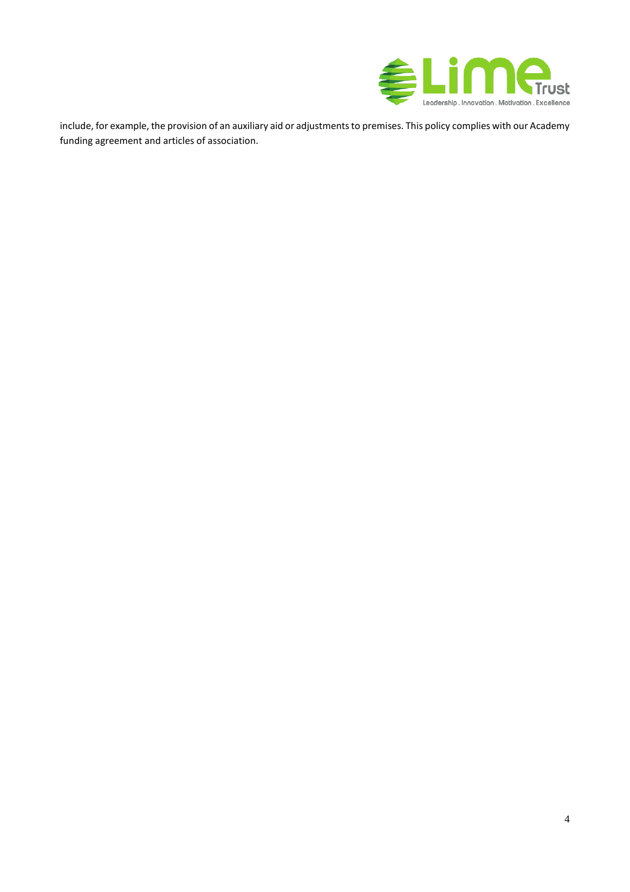include, for example, the provision of an auxiliary aid or adjustments to premises. This policy complies with our Academy funding agreement and articles of association.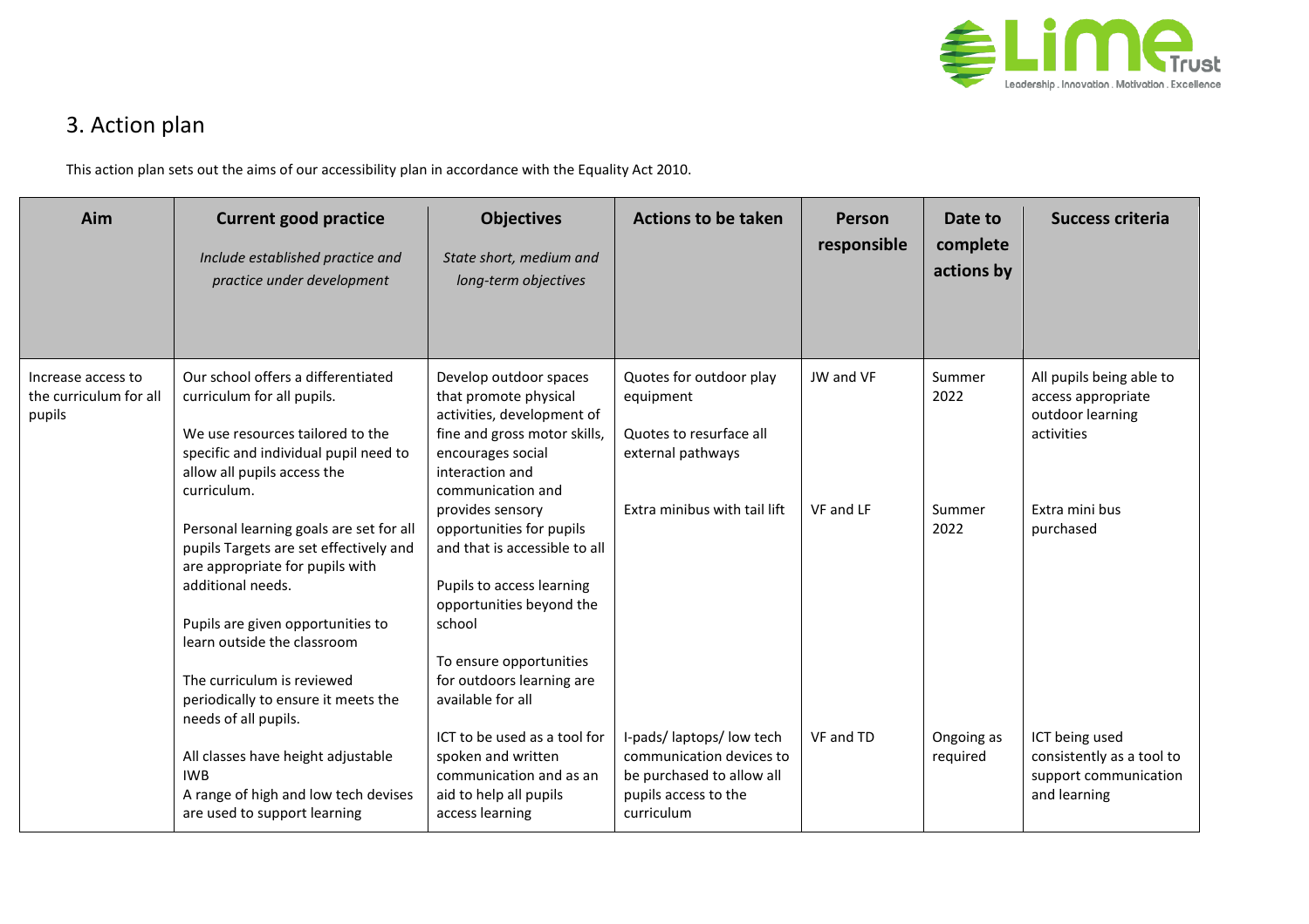## 3. Action plan

This action plan sets out the aims of our accessibility plan in accordance with the Equality Act 2010.

| Aim | Current good practice<br>*Include established practice and practice under development* | Objectives<br>*State short, medium and long-term objectives* | Actions to be taken | Person responsible | Date to complete actions by | Success criteria |
|---|---|---|---|---|---|---|
| Increase access to the curriculum for all pupils | Our school offers a differentiated curriculum for all pupils.<br><br>We use resources tailored to the specific and individual pupil need to allow all pupils access the curriculum.<br><br>Personal learning goals are set for all pupils Targets are set effectively and are appropriate for pupils with additional needs.<br><br>Pupils are given opportunities to learn outside the classroom<br><br>The curriculum is reviewed periodically to ensure it meets the needs of all pupils.<br><br>All classes have height adjustable IWB<br>A range of high and low tech devises are used to support learning | Develop outdoor spaces that promote physical activities, development of fine and gross motor skills, encourages social interaction and communication and provides sensory opportunities for pupils and that is accessible to all<br><br>Pupils to access learning opportunities beyond the school<br><br>To ensure opportunities for outdoors learning are available for all | Quotes for outdoor play equipment<br><br>Quotes to resurface all external pathways<br><br>Extra minibus with tail lift | JW and VF<br><br><br><br>VF and LF | Summer 2022<br><br><br><br>Summer 2022 | All pupils being able to access appropriate outdoor learning activities<br><br>Extra mini bus purchased |
| | | ICT to be used as a tool for spoken and written communication and as an aid to help all pupils access learning | I-pads/ laptops/ low tech communication devices to be purchased to allow all pupils access to the curriculum | VF and TD | Ongoing as required | ICT being used consistently as a tool to support communication and learning |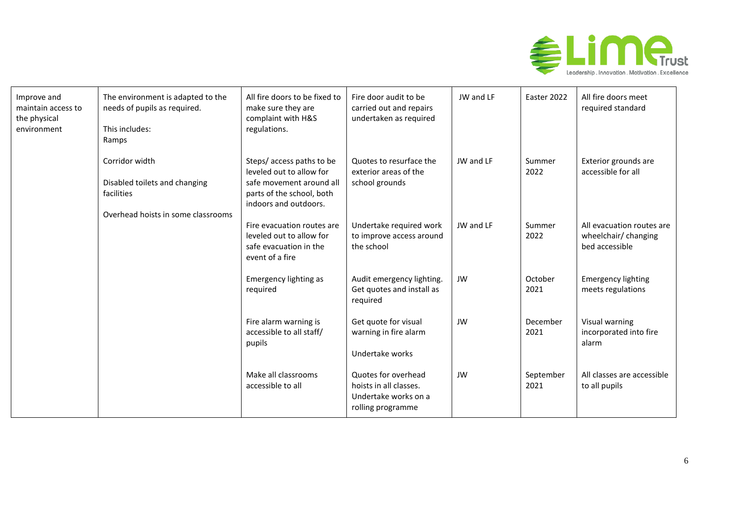| Improve and maintain access to the physical environment | The environment is adapted to the needs of pupils as required.<br><br>This includes:<br>Ramps<br><br>Corridor width<br><br>Disabled toilets and changing facilities<br><br>Overhead hoists in some classrooms | All fire doors to be fixed to make sure they are complaint with H&S regulations. | Fire door audit to be carried out and repairs undertaken as required | JW and LF | Easter 2022 | All fire doors meet required standard |
|---|---|---|---|---|---|---|
| | | Steps/ access paths to be leveled out to allow for safe movement around all parts of the school, both indoors and outdoors. | Quotes to resurface the exterior areas of the school grounds | JW and LF | Summer 2022 | Exterior grounds are accessible for all |
| | | Fire evacuation routes are leveled out to allow for safe evacuation in the event of a fire | Undertake required work to improve access around the school | JW and LF | Summer 2022 | All evacuation routes are wheelchair/ changing bed accessible |
| | | Emergency lighting as required | Audit emergency lighting. Get quotes and install as required | JW | October 2021 | Emergency lighting meets regulations |
| | | Fire alarm warning is accessible to all staff/ pupils | Get quote for visual warning in fire alarm<br><br>Undertake works | JW | December 2021 | Visual warning incorporated into fire alarm |
| | | Make all classrooms accessible to all | Quotes for overhead hoists in all classes. Undertake works on a rolling programme | JW | September 2021 | All classes are accessible to all pupils |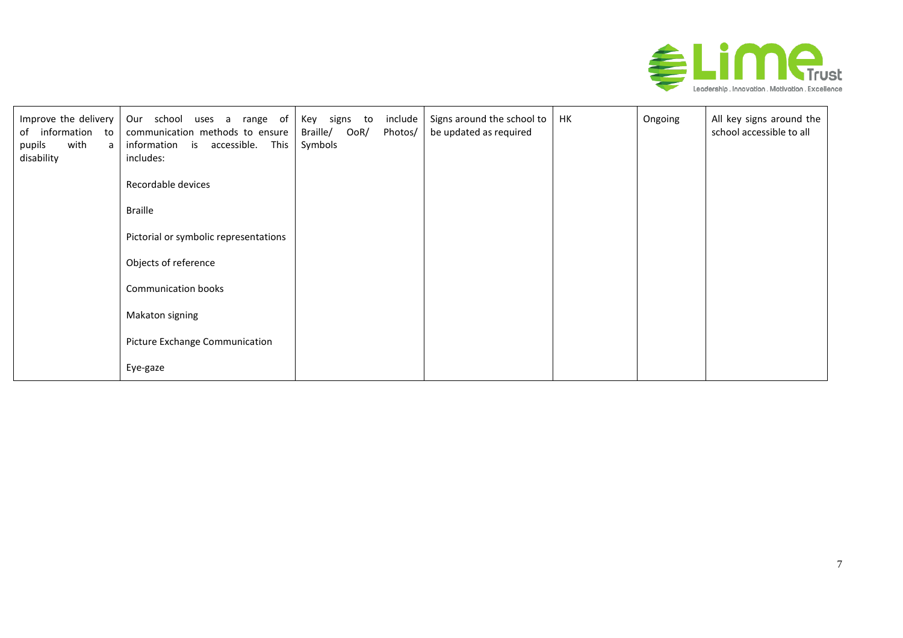| Improve the delivery of information to pupils with a disability | Our school uses a range of communication methods to ensure information is accessible. This includes:<br><br>Recordable devices<br><br>Braille<br><br>Pictorial or symbolic representations<br><br>Objects of reference<br><br>Communication books<br><br>Makaton signing<br><br>Picture Exchange Communication<br><br>Eye-gaze | Key signs to include Braille/ OoR/ Photos/ Symbols | Signs around the school to be updated as required | HK | Ongoing | All key signs around the school accessible to all |
|---|---|---|---|---|---|---|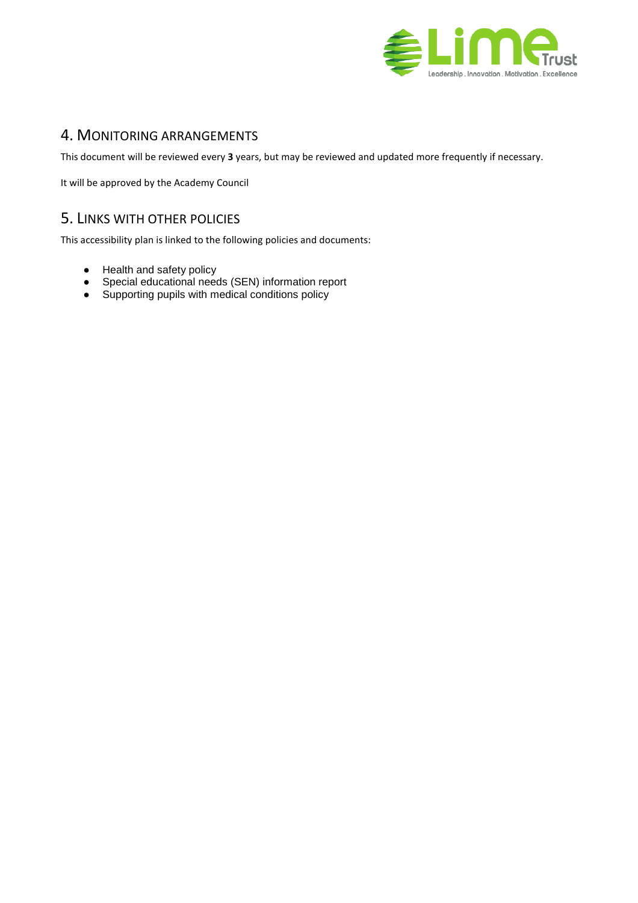## 4. Monitoring arrangements

This document will be reviewed every **3** years, but may be reviewed and updated more frequently if necessary.

It will be approved by the Academy Council

## 5. Links with other policies

This accessibility plan is linked to the following policies and documents:

- Health and safety policy
- Special educational needs (SEN) information report
- Supporting pupils with medical conditions policy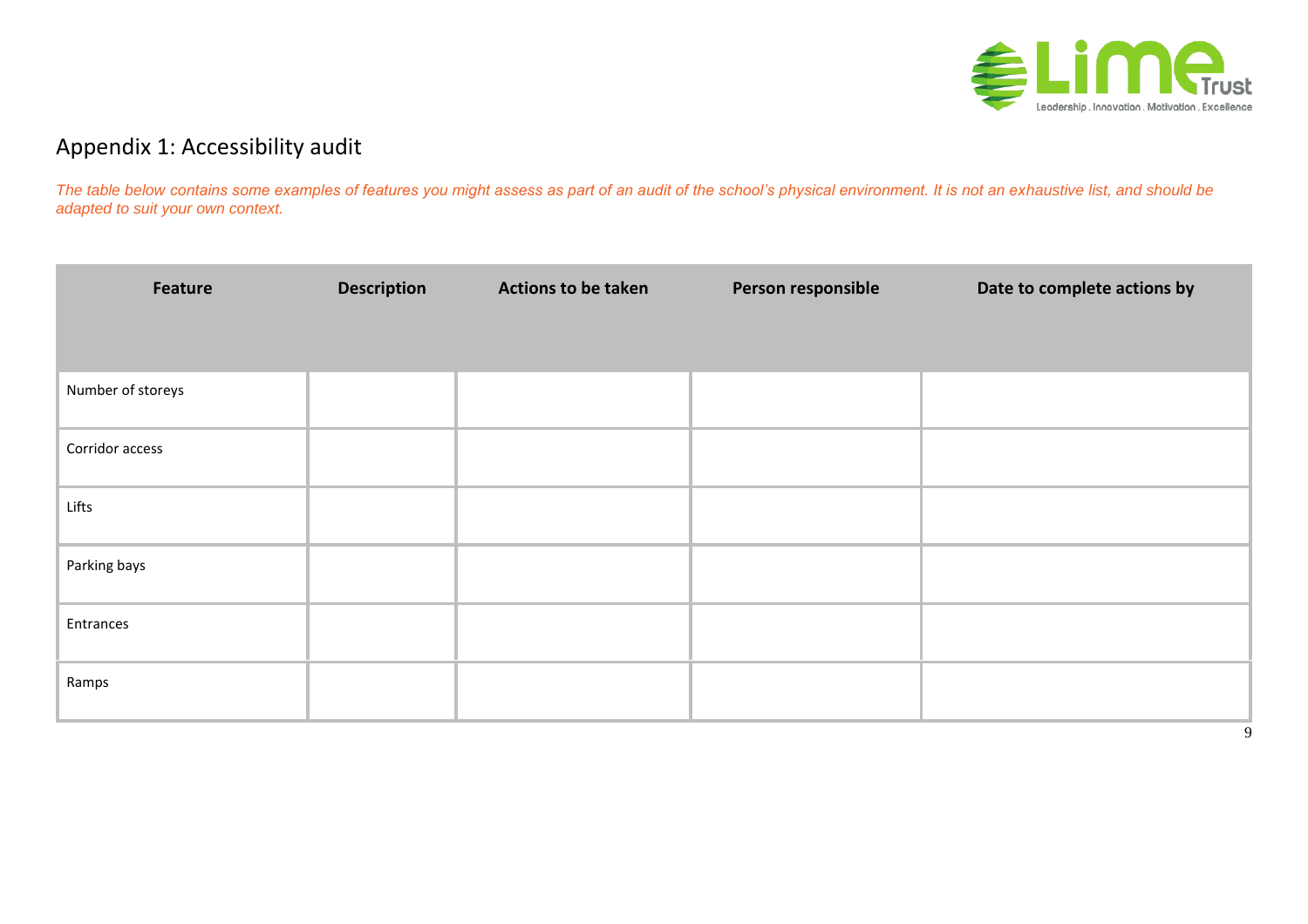## Appendix 1: Accessibility audit

*The table below contains some examples of features you might assess as part of an audit of the school's physical environment. It is not an exhaustive list, and should be adapted to suit your own context.*

| Feature | Description | Actions to be taken | Person responsible | Date to complete actions by |
|---|---|---|---|---|
| Number of storeys | | | | |
| Corridor access | | | | |
| Lifts | | | | |
| Parking bays | | | | |
| Entrances | | | | |
| Ramps | | | | |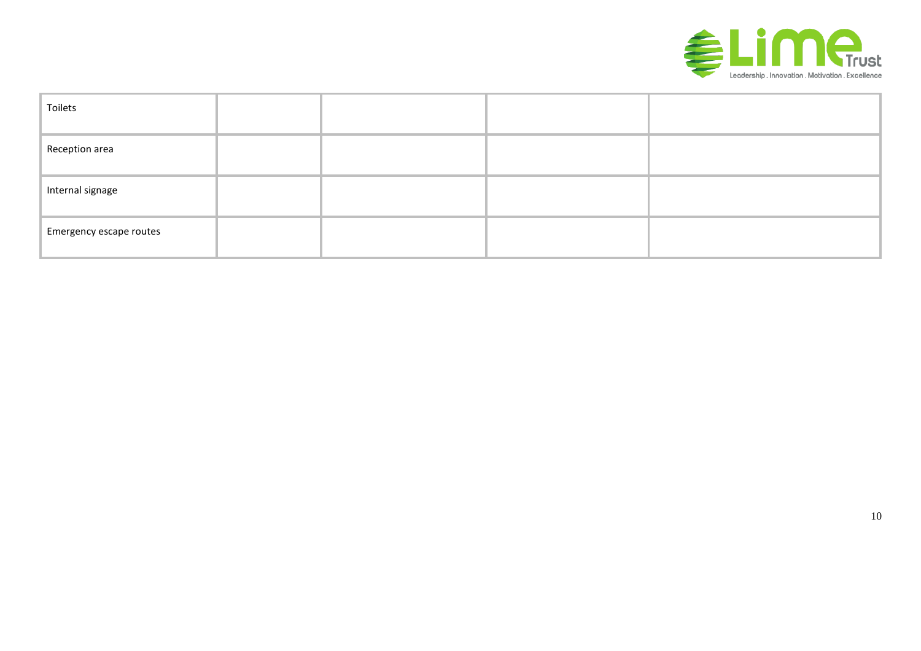| | | | | |
|---|---|---|---|---|
| Toilets | | | | |
| Reception area | | | | |
| Internal signage | | | | |
| Emergency escape routes | | | | |